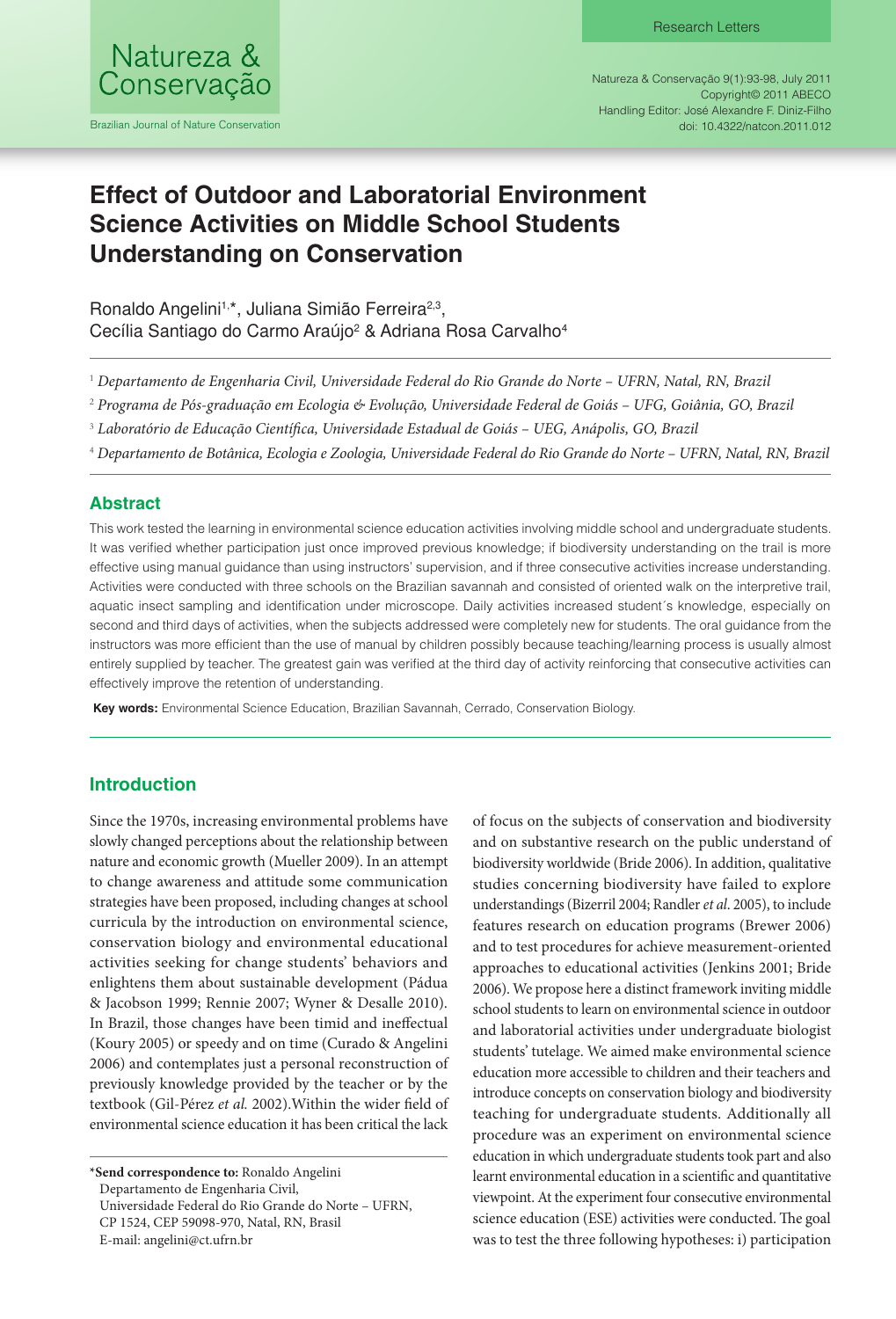Research Letters

# Effect of Outdoor and Laboratorial Environment Science Activities on Middle School Students Understanding on Conservation

Ronaldo Angelini[1,*], Juliana Simião Ferreira[2,3], Cecília Santiago do Carmo Araújo[2] & Adriana Rosa Carvalho[4]

[1] *Departamento de Engenharia Civil, Universidade Federal do Rio Grande do Norte – UFRN, Natal, RN, Brazil*

[2] *Programa de Pós-graduação em Ecologia & Evolução, Universidade Federal de Goiás – UFG, Goiânia, GO, Brazil*

[3] *Laboratório de Educação Científica, Universidade Estadual de Goiás – UEG, Anápolis, GO, Brazil*

[4] *Departamento de Botânica, Ecologia e Zoologia, Universidade Federal do Rio Grande do Norte – UFRN, Natal, RN, Brazil*

## Abstract

This work tested the learning in environmental science education activities involving middle school and undergraduate students. It was verified whether participation just once improved previous knowledge; if biodiversity understanding on the trail is more effective using manual guidance than using instructors' supervision, and if three consecutive activities increase understanding. Activities were conducted with three schools on the Brazilian savannah and consisted of oriented walk on the interpretive trail, aquatic insect sampling and identification under microscope. Daily activities increased student´s knowledge, especially on second and third days of activities, when the subjects addressed were completely new for students. The oral guidance from the instructors was more efficient than the use of manual by children possibly because teaching/learning process is usually almost entirely supplied by teacher. The greatest gain was verified at the third day of activity reinforcing that consecutive activities can effectively improve the retention of understanding.

**Key words:** Environmental Science Education, Brazilian Savannah, Cerrado, Conservation Biology.

## Introduction

Since the 1970s, increasing environmental problems have slowly changed perceptions about the relationship between nature and economic growth (Mueller 2009). In an attempt to change awareness and attitude some communication strategies have been proposed, including changes at school curricula by the introduction on environmental science, conservation biology and environmental educational activities seeking for change students' behaviors and enlightens them about sustainable development (Pádua & Jacobson 1999; Rennie 2007; Wyner & Desalle 2010). In Brazil, those changes have been timid and ineffectual (Koury 2005) or speedy and on time (Curado & Angelini 2006) and contemplates just a personal reconstruction of previously knowledge provided by the teacher or by the textbook (Gil-Pérez *et al.* 2002).Within the wider field of environmental science education it has been critical the lack of focus on the subjects of conservation and biodiversity and on substantive research on the public understand of biodiversity worldwide (Bride 2006). In addition, qualitative studies concerning biodiversity have failed to explore understandings (Bizerril 2004; Randler *et al.* 2005), to include features research on education programs (Brewer 2006) and to test procedures for achieve measurement-oriented approaches to educational activities (Jenkins 2001; Bride 2006). We propose here a distinct framework inviting middle school students to learn on environmental science in outdoor and laboratorial activities under undergraduate biologist students' tutelage. We aimed make environmental science education more accessible to children and their teachers and introduce concepts on conservation biology and biodiversity teaching for undergraduate students. Additionally all procedure was an experiment on environmental science education in which undergraduate students took part and also learnt environmental education in a scientific and quantitative viewpoint. At the experiment four consecutive environmental science education (ESE) activities were conducted. The goal was to test the three following hypotheses: i) participation

\***Send correspondence to:** Ronaldo Angelini
Departamento de Engenharia Civil,
Universidade Federal do Rio Grande do Norte – UFRN,
CP 1524, CEP 59098-970, Natal, RN, Brasil
E-mail: angelini@ct.ufrn.br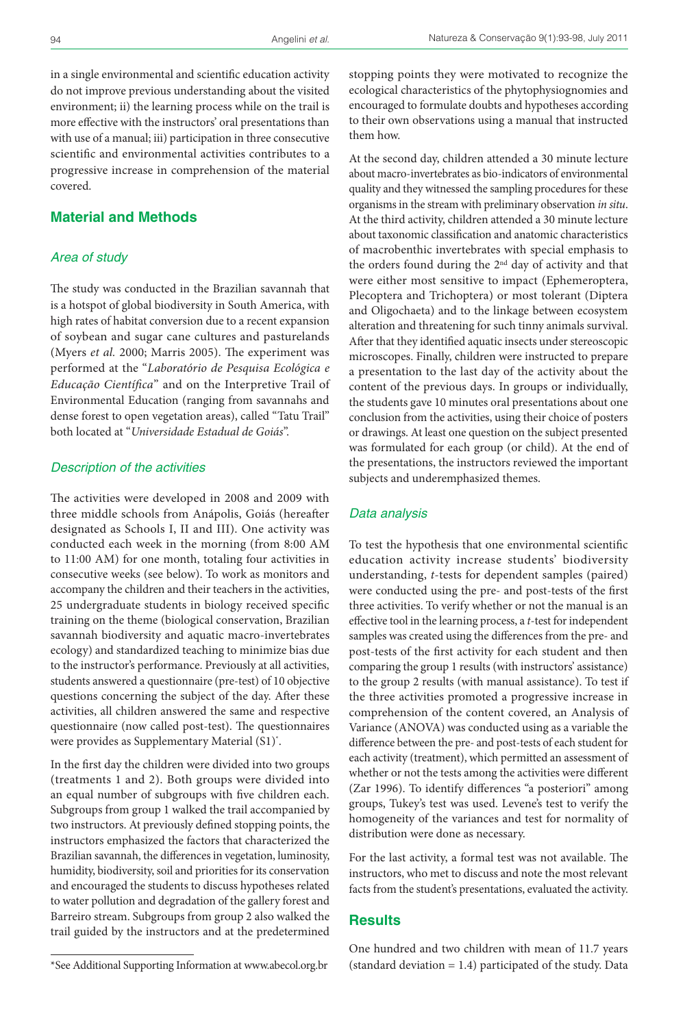in a single environmental and scientific education activity do not improve previous understanding about the visited environment; ii) the learning process while on the trail is more effective with the instructors' oral presentations than with use of a manual; iii) participation in three consecutive scientific and environmental activities contributes to a progressive increase in comprehension of the material covered.

## Material and Methods

### Area of study

The study was conducted in the Brazilian savannah that is a hotspot of global biodiversity in South America, with high rates of habitat conversion due to a recent expansion of soybean and sugar cane cultures and pasturelands (Myers *et al.* 2000; Marris 2005). The experiment was performed at the "*Laboratório de Pesquisa Ecológica e Educação Científica*" and on the Interpretive Trail of Environmental Education (ranging from savannahs and dense forest to open vegetation areas), called "Tatu Trail" both located at "*Universidade Estadual de Goiás*".

### Description of the activities

The activities were developed in 2008 and 2009 with three middle schools from Anápolis, Goiás (hereafter designated as Schools I, II and III). One activity was conducted each week in the morning (from 8:00 AM to 11:00 AM) for one month, totaling four activities in consecutive weeks (see below). To work as monitors and accompany the children and their teachers in the activities, 25 undergraduate students in biology received specific training on the theme (biological conservation, Brazilian savannah biodiversity and aquatic macro-invertebrates ecology) and standardized teaching to minimize bias due to the instructor's performance. Previously at all activities, students answered a questionnaire (pre-test) of 10 objective questions concerning the subject of the day. After these activities, all children answered the same and respective questionnaire (now called post-test). The questionnaires were provides as Supplementary Material (S1)*.

In the first day the children were divided into two groups (treatments 1 and 2). Both groups were divided into an equal number of subgroups with five children each. Subgroups from group 1 walked the trail accompanied by two instructors. At previously defined stopping points, the instructors emphasized the factors that characterized the Brazilian savannah, the differences in vegetation, luminosity, humidity, biodiversity, soil and priorities for its conservation and encouraged the students to discuss hypotheses related to water pollution and degradation of the gallery forest and Barreiro stream. Subgroups from group 2 also walked the trail guided by the instructors and at the predetermined stopping points they were motivated to recognize the ecological characteristics of the phytophysiognomies and encouraged to formulate doubts and hypotheses according to their own observations using a manual that instructed them how.

At the second day, children attended a 30 minute lecture about macro-invertebrates as bio-indicators of environmental quality and they witnessed the sampling procedures for these organisms in the stream with preliminary observation *in situ*. At the third activity, children attended a 30 minute lecture about taxonomic classification and anatomic characteristics of macrobenthic invertebrates with special emphasis to the orders found during the 2nd day of activity and that were either most sensitive to impact (Ephemeroptera, Plecoptera and Trichoptera) or most tolerant (Diptera and Oligochaeta) and to the linkage between ecosystem alteration and threatening for such tinny animals survival. After that they identified aquatic insects under stereoscopic microscopes. Finally, children were instructed to prepare a presentation to the last day of the activity about the content of the previous days. In groups or individually, the students gave 10 minutes oral presentations about one conclusion from the activities, using their choice of posters or drawings. At least one question on the subject presented was formulated for each group (or child). At the end of the presentations, the instructors reviewed the important subjects and underemphasized themes.

### Data analysis

To test the hypothesis that one environmental scientific education activity increase students' biodiversity understanding, *t*-tests for dependent samples (paired) were conducted using the pre- and post-tests of the first three activities. To verify whether or not the manual is an effective tool in the learning process, a *t*-test for independent samples was created using the differences from the pre- and post-tests of the first activity for each student and then comparing the group 1 results (with instructors' assistance) to the group 2 results (with manual assistance). To test if the three activities promoted a progressive increase in comprehension of the content covered, an Analysis of Variance (ANOVA) was conducted using as a variable the difference between the pre- and post-tests of each student for each activity (treatment), which permitted an assessment of whether or not the tests among the activities were different (Zar 1996). To identify differences "a posteriori" among groups, Tukey's test was used. Levene's test to verify the homogeneity of the variances and test for normality of distribution were done as necessary.

For the last activity, a formal test was not available. The instructors, who met to discuss and note the most relevant facts from the student's presentations, evaluated the activity.

## Results

One hundred and two children with mean of 11.7 years (standard deviation = 1.4) participated of the study. Data

*See Additional Supporting Information at www.abecol.org.br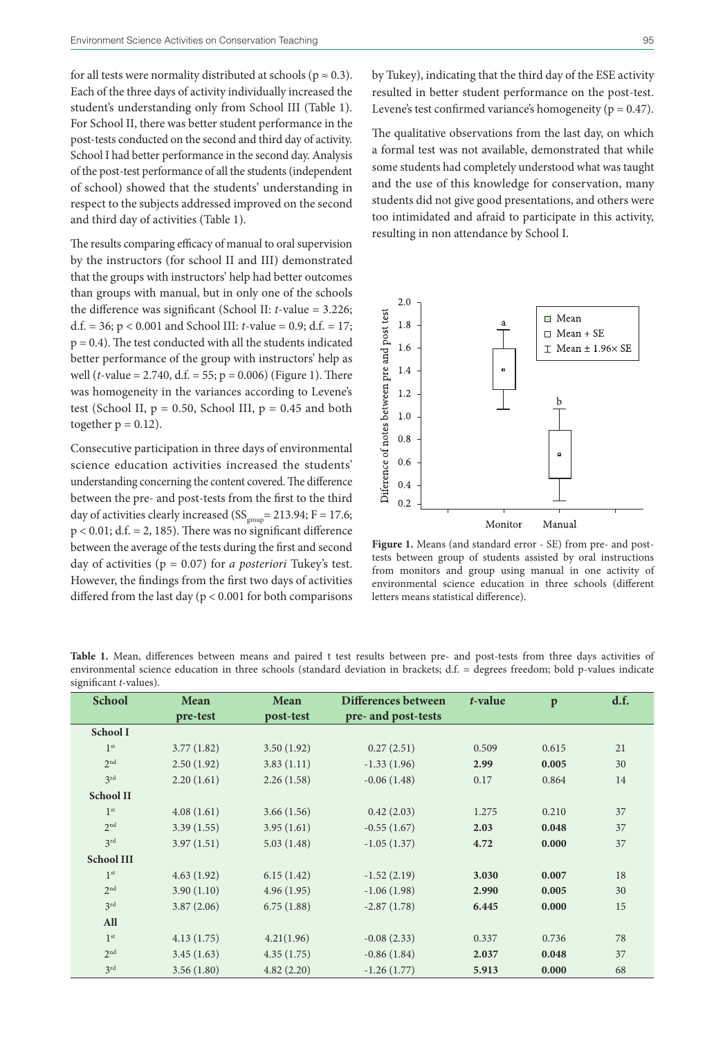for all tests were normality distributed at schools ($p \approx 0.3$). Each of the three days of activity individually increased the student's understanding only from School III (Table 1). For School II, there was better student performance in the post-tests conducted on the second and third day of activity. School I had better performance in the second day. Analysis of the post-test performance of all the students (independent of school) showed that the students' understanding in respect to the subjects addressed improved on the second and third day of activities (Table 1).

The results comparing efficacy of manual to oral supervision by the instructors (for school II and III) demonstrated that the groups with instructors' help had better outcomes than groups with manual, but in only one of the schools the difference was significant (School II: $t$-value = 3.226; d.f. = 36; $p < 0.001$ and School III: $t$-value = 0.9; d.f. = 17; $p = 0.4$). The test conducted with all the students indicated better performance of the group with instructors' help as well ($t$-value = 2.740, d.f. = 55; $p = 0.006$) (Figure 1). There was homogeneity in the variances according to Levene's test (School II, $p = 0.50$, School III, $p = 0.45$ and both together $p = 0.12$).

Consecutive participation in three days of environmental science education activities increased the students' understanding concerning the content covered. The difference between the pre- and post-tests from the first to the third day of activities clearly increased ($SS_{group}$= 213.94; F = 17.6; $p < 0.01$; d.f. = 2, 185). There was no significant difference between the average of the tests during the first and second day of activities ($p = 0.07$) for *a posteriori* Tukey's test. However, the findings from the first two days of activities differed from the last day ($p < 0.001$ for both comparisons by Tukey), indicating that the third day of the ESE activity resulted in better student performance on the post-test. Levene's test confirmed variance's homogeneity ($p = 0.47$).

The qualitative observations from the last day, on which a formal test was not available, demonstrated that while some students had completely understood what was taught and the use of this knowledge for conservation, many students did not give good presentations, and others were too intimidated and afraid to participate in this activity, resulting in non attendance by School I.

**Figure 1.** Means (and standard error - SE) from pre- and post-tests between group of students assisted by oral instructions from monitors and group using manual in one activity of environmental science education in three schools (different letters means statistical difference).

**Table 1.** Mean, differences between means and paired t test results between pre- and post-tests from three days activities of environmental science education in three schools (standard deviation in brackets; d.f. = degrees freedom; bold p-values indicate significant *t*-values).

| School | Mean pre-test | Mean post-test | Differences between pre- and post-tests | *t*-value | p | d.f. |
|---|---|---|---|---|---|---|
| **School I** | | | | | | |
| 1st | 3.77 (1.82) | 3.50 (1.92) | 0.27 (2.51) | 0.509 | 0.615 | 21 |
| 2nd | 2.50 (1.92) | 3.83 (1.11) | -1.33 (1.96) | **2.99** | **0.005** | 30 |
| 3rd | 2.20 (1.61) | 2.26 (1.58) | -0.06 (1.48) | 0.17 | 0.864 | 14 |
| **School II** | | | | | | |
| 1st | 4.08 (1.61) | 3.66 (1.56) | 0.42 (2.03) | 1.275 | 0.210 | 37 |
| 2nd | 3.39 (1.55) | 3.95 (1.61) | -0.55 (1.67) | **2.03** | **0.048** | 37 |
| 3rd | 3.97 (1.51) | 5.03 (1.48) | -1.05 (1.37) | **4.72** | **0.000** | 37 |
| **School III** | | | | | | |
| 1st | 4.63 (1.92) | 6.15 (1.42) | -1.52 (2.19) | **3.030** | **0.007** | 18 |
| 2nd | 3.90 (1.10) | 4.96 (1.95) | -1.06 (1.98) | **2.990** | **0.005** | 30 |
| 3rd | 3.87 (2.06) | 6.75 (1.88) | -2.87 (1.78) | **6.445** | **0.000** | 15 |
| **All** | | | | | | |
| 1st | 4.13 (1.75) | 4.21(1.96) | -0.08 (2.33) | 0.337 | 0.736 | 78 |
| 2nd | 3.45 (1.63) | 4.35 (1.75) | -0.86 (1.84) | **2.037** | **0.048** | 37 |
| 3rd | 3.56 (1.80) | 4.82 (2.20) | -1.26 (1.77) | **5.913** | **0.000** | 68 |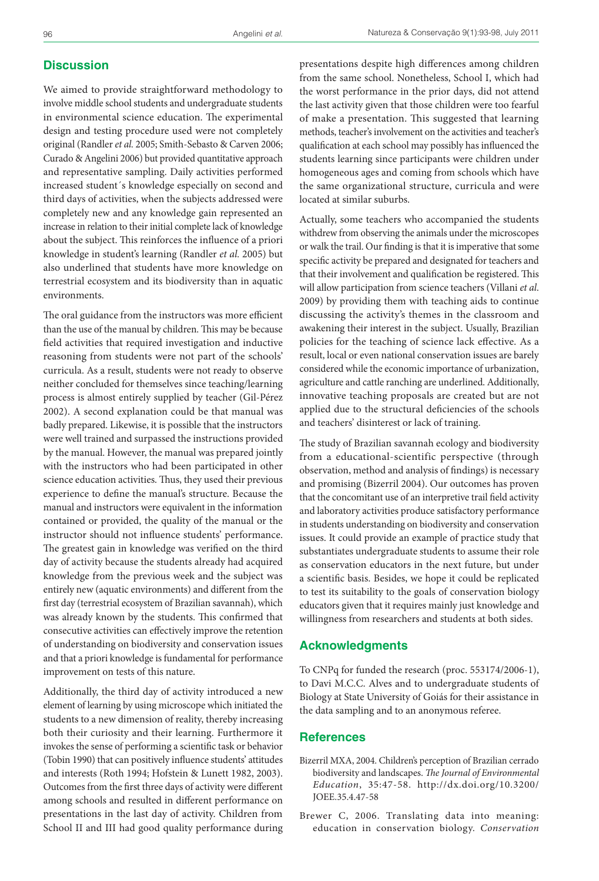## Discussion

We aimed to provide straightforward methodology to involve middle school students and undergraduate students in environmental science education. The experimental design and testing procedure used were not completely original (Randler *et al.* 2005; Smith-Sebasto & Carven 2006; Curado & Angelini 2006) but provided quantitative approach and representative sampling. Daily activities performed increased student´s knowledge especially on second and third days of activities, when the subjects addressed were completely new and any knowledge gain represented an increase in relation to their initial complete lack of knowledge about the subject. This reinforces the influence of a priori knowledge in student's learning (Randler *et al.* 2005) but also underlined that students have more knowledge on terrestrial ecosystem and its biodiversity than in aquatic environments.

The oral guidance from the instructors was more efficient than the use of the manual by children. This may be because field activities that required investigation and inductive reasoning from students were not part of the schools' curricula. As a result, students were not ready to observe neither concluded for themselves since teaching/learning process is almost entirely supplied by teacher (Gil-Pérez 2002). A second explanation could be that manual was badly prepared. Likewise, it is possible that the instructors were well trained and surpassed the instructions provided by the manual. However, the manual was prepared jointly with the instructors who had been participated in other science education activities. Thus, they used their previous experience to define the manual's structure. Because the manual and instructors were equivalent in the information contained or provided, the quality of the manual or the instructor should not influence students' performance. The greatest gain in knowledge was verified on the third day of activity because the students already had acquired knowledge from the previous week and the subject was entirely new (aquatic environments) and different from the first day (terrestrial ecosystem of Brazilian savannah), which was already known by the students. This confirmed that consecutive activities can effectively improve the retention of understanding on biodiversity and conservation issues and that a priori knowledge is fundamental for performance improvement on tests of this nature.

Additionally, the third day of activity introduced a new element of learning by using microscope which initiated the students to a new dimension of reality, thereby increasing both their curiosity and their learning. Furthermore it invokes the sense of performing a scientific task or behavior (Tobin 1990) that can positively influence students' attitudes and interests (Roth 1994; Hofstein & Lunett 1982, 2003). Outcomes from the first three days of activity were different among schools and resulted in different performance on presentations in the last day of activity. Children from School II and III had good quality performance during presentations despite high differences among children from the same school. Nonetheless, School I, which had the worst performance in the prior days, did not attend the last activity given that those children were too fearful of make a presentation. This suggested that learning methods, teacher's involvement on the activities and teacher's qualification at each school may possibly has influenced the students learning since participants were children under homogeneous ages and coming from schools which have the same organizational structure, curricula and were located at similar suburbs.

Actually, some teachers who accompanied the students withdrew from observing the animals under the microscopes or walk the trail. Our finding is that it is imperative that some specific activity be prepared and designated for teachers and that their involvement and qualification be registered. This will allow participation from science teachers (Villani *et al.* 2009) by providing them with teaching aids to continue discussing the activity's themes in the classroom and awakening their interest in the subject. Usually, Brazilian policies for the teaching of science lack effective. As a result, local or even national conservation issues are barely considered while the economic importance of urbanization, agriculture and cattle ranching are underlined. Additionally, innovative teaching proposals are created but are not applied due to the structural deficiencies of the schools and teachers' disinterest or lack of training.

The study of Brazilian savannah ecology and biodiversity from a educational-scientific perspective (through observation, method and analysis of findings) is necessary and promising (Bizerril 2004). Our outcomes has proven that the concomitant use of an interpretive trail field activity and laboratory activities produce satisfactory performance in students understanding on biodiversity and conservation issues. It could provide an example of practice study that substantiates undergraduate students to assume their role as conservation educators in the next future, but under a scientific basis. Besides, we hope it could be replicated to test its suitability to the goals of conservation biology educators given that it requires mainly just knowledge and willingness from researchers and students at both sides.

## Acknowledgments

To CNPq for funded the research (proc. 553174/2006-1), to Davi M.C.C. Alves and to undergraduate students of Biology at State University of Goiás for their assistance in the data sampling and to an anonymous referee.

## References

Bizerril MXA, 2004. Children's perception of Brazilian cerrado biodiversity and landscapes. *The Journal of Environmental Education*, 35:47-58. http://dx.doi.org/10.3200/JOEE.35.4.47-58

Brewer C, 2006. Translating data into meaning: education in conservation biology. *Conservation*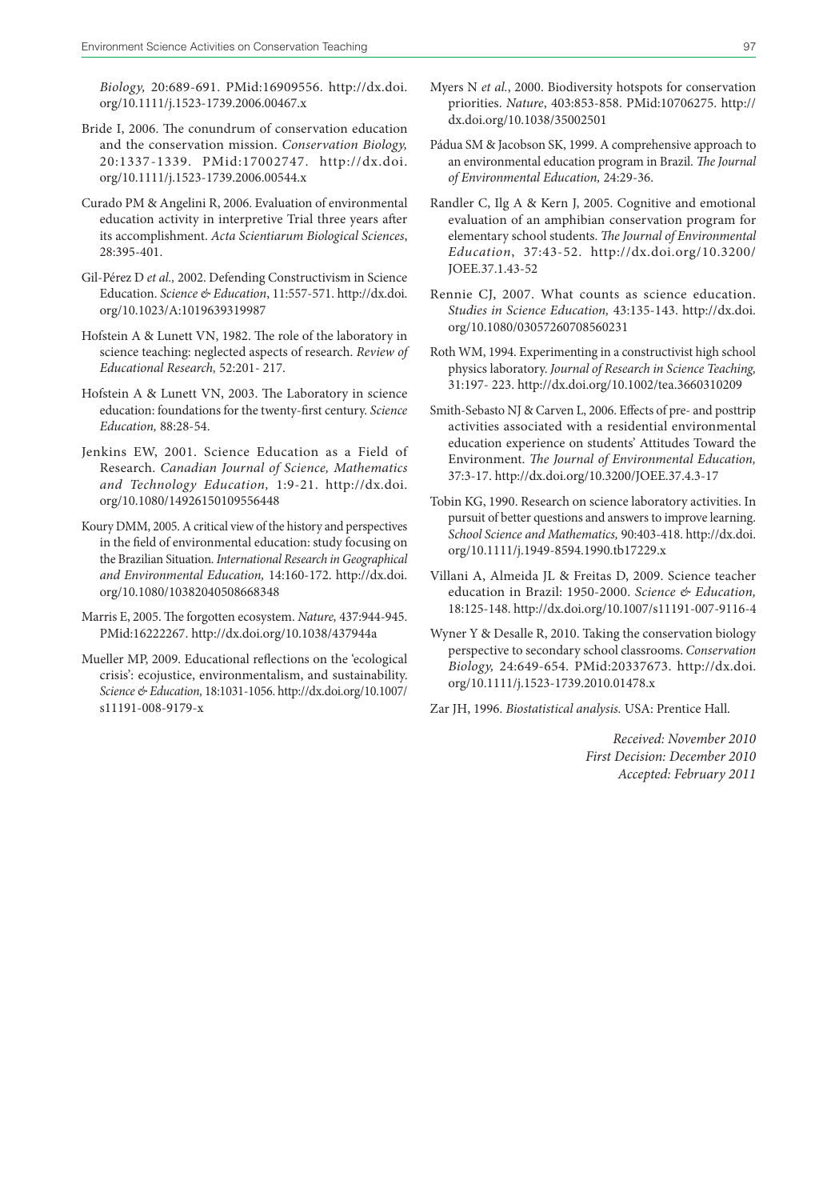*Biology,* 20:689-691. PMid:16909556. http://dx.doi.org/10.1111/j.1523-1739.2006.00467.x

Bride I, 2006. The conundrum of conservation education and the conservation mission. *Conservation Biology,* 20:1337-1339. PMid:17002747. http://dx.doi.org/10.1111/j.1523-1739.2006.00544.x

Curado PM & Angelini R, 2006. Evaluation of environmental education activity in interpretive Trial three years after its accomplishment. *Acta Scientiarum Biological Sciences*, 28:395-401.

Gil-Pérez D *et al.,* 2002. Defending Constructivism in Science Education. *Science & Education*, 11:557-571. http://dx.doi.org/10.1023/A:1019639319987

Hofstein A & Lunett VN, 1982. The role of the laboratory in science teaching: neglected aspects of research. *Review of Educational Research,* 52:201- 217.

Hofstein A & Lunett VN, 2003. The Laboratory in science education: foundations for the twenty-first century. *Science Education,* 88:28-54.

Jenkins EW, 2001. Science Education as a Field of Research. *Canadian Journal of Science, Mathematics and Technology Education,* 1:9-21. http://dx.doi.org/10.1080/14926150109556448

Koury DMM, 2005. A critical view of the history and perspectives in the field of environmental education: study focusing on the Brazilian Situation. *International Research in Geographical and Environmental Education,* 14:160-172. http://dx.doi.org/10.1080/10382040508668348

Marris E, 2005. The forgotten ecosystem. *Nature,* 437:944-945. PMid:16222267. http://dx.doi.org/10.1038/437944a

Mueller MP, 2009. Educational reflections on the 'ecological crisis': ecojustice, environmentalism, and sustainability. *Science & Education,* 18:1031-1056. http://dx.doi.org/10.1007/s11191-008-9179-x

Myers N *et al.*, 2000. Biodiversity hotspots for conservation priorities. *Nature*, 403:853-858. PMid:10706275. http://dx.doi.org/10.1038/35002501

Pádua SM & Jacobson SK, 1999. A comprehensive approach to an environmental education program in Brazil. *The Journal of Environmental Education,* 24:29-36.

Randler C, Ilg A & Kern J, 2005. Cognitive and emotional evaluation of an amphibian conservation program for elementary school students. *The Journal of Environmental Education*, 37:43-52. http://dx.doi.org/10.3200/JOEE.37.1.43-52

Rennie CJ, 2007. What counts as science education. *Studies in Science Education,* 43:135-143. http://dx.doi.org/10.1080/03057260708560231

Roth WM, 1994. Experimenting in a constructivist high school physics laboratory. *Journal of Research in Science Teaching,* 31:197- 223. http://dx.doi.org/10.1002/tea.3660310209

Smith-Sebasto NJ & Carven L, 2006. Effects of pre- and posttrip activities associated with a residential environmental education experience on students' Attitudes Toward the Environment. *The Journal of Environmental Education,* 37:3-17. http://dx.doi.org/10.3200/JOEE.37.4.3-17

Tobin KG, 1990. Research on science laboratory activities. In pursuit of better questions and answers to improve learning. *School Science and Mathematics,* 90:403-418. http://dx.doi.org/10.1111/j.1949-8594.1990.tb17229.x

Villani A, Almeida JL & Freitas D, 2009. Science teacher education in Brazil: 1950-2000. *Science & Education,* 18:125-148. http://dx.doi.org/10.1007/s11191-007-9116-4

Wyner Y & Desalle R, 2010. Taking the conservation biology perspective to secondary school classrooms. *Conservation Biology,* 24:649-654. PMid:20337673. http://dx.doi.org/10.1111/j.1523-1739.2010.01478.x

Zar JH, 1996. *Biostatistical analysis.* USA: Prentice Hall.

*Received: November 2010*
*First Decision: December 2010*
*Accepted: February 2011*